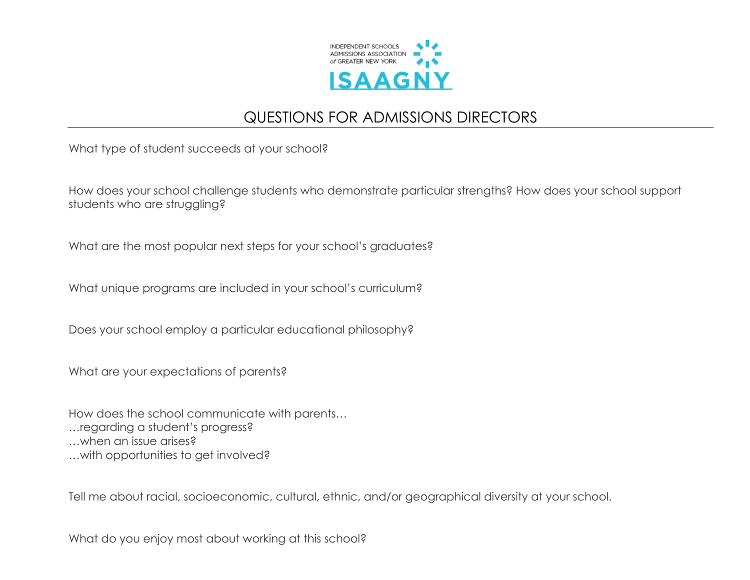INDEPENDENT SCHOOLS ADMISSIONS ASSOCIATION of GREATER NEW YORK

ISAAGNY

# QUESTIONS FOR ADMISSIONS DIRECTORS

What type of student succeeds at your school?

How does your school challenge students who demonstrate particular strengths? How does your school support students who are struggling?

What are the most popular next steps for your school's graduates?

What unique programs are included in your school's curriculum?

Does your school employ a particular educational philosophy?

What are your expectations of parents?

How does the school communicate with parents…
…regarding a student's progress?
…when an issue arises?
…with opportunities to get involved?

Tell me about racial, socioeconomic, cultural, ethnic, and/or geographical diversity at your school.

What do you enjoy most about working at this school?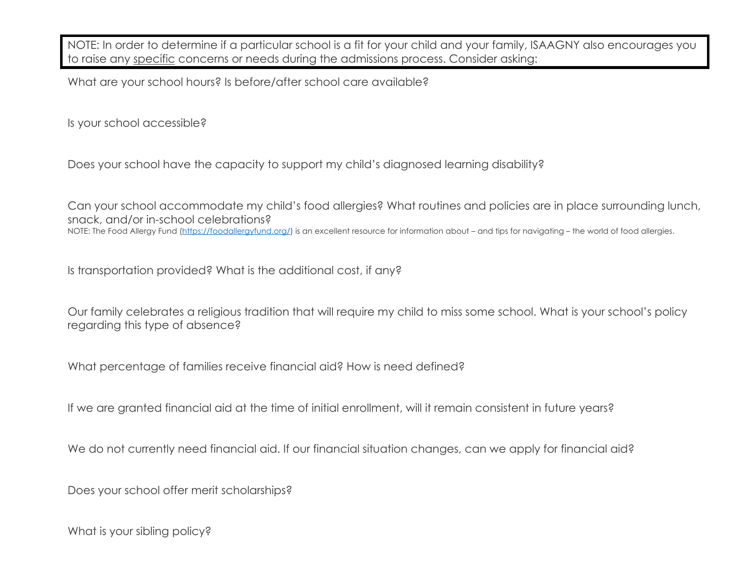NOTE: In order to determine if a particular school is a fit for your child and your family, ISAAGNY also encourages you to raise any <u>specific</u> concerns or needs during the admissions process. Consider asking:

What are your school hours? Is before/after school care available?

Is your school accessible?

Does your school have the capacity to support my child's diagnosed learning disability?

Can your school accommodate my child's food allergies? What routines and policies are in place surrounding lunch, snack, and/or in-school celebrations?
NOTE: The Food Allergy Fund ([https://foodallergyfund.org/](https://foodallergyfund.org/)) is an excellent resource for information about – and tips for navigating – the world of food allergies.

Is transportation provided? What is the additional cost, if any?

Our family celebrates a religious tradition that will require my child to miss some school. What is your school's policy regarding this type of absence?

What percentage of families receive financial aid? How is need defined?

If we are granted financial aid at the time of initial enrollment, will it remain consistent in future years?

We do not currently need financial aid. If our financial situation changes, can we apply for financial aid?

Does your school offer merit scholarships?

What is your sibling policy?